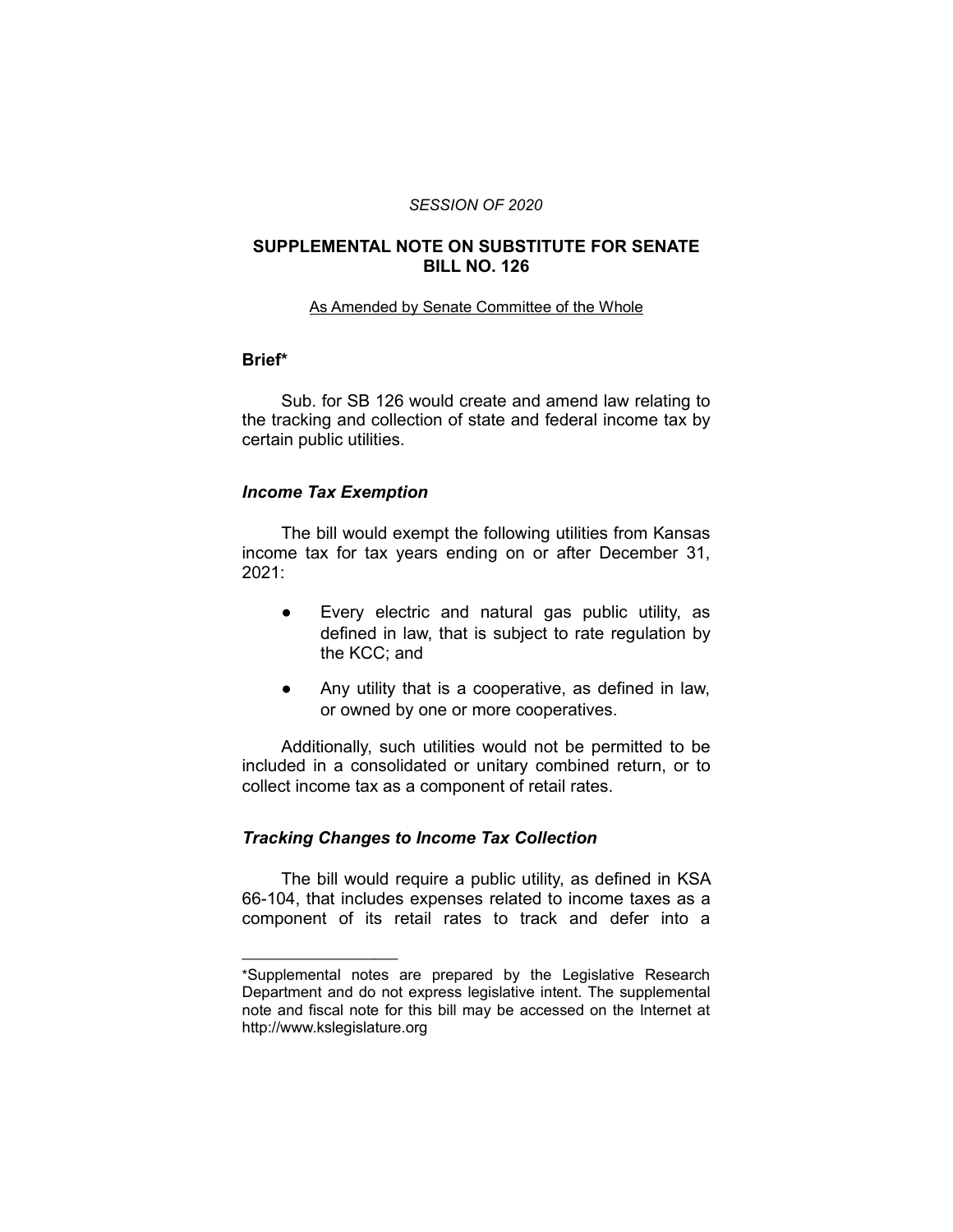*SESSION OF 2020*

**SUPPLEMENTAL NOTE ON SUBSTITUTE FOR SENATE BILL NO. 126**

As Amended by Senate Committee of the Whole

**Brief***

Sub. for SB 126 would create and amend law relating to the tracking and collection of state and federal income tax by certain public utilities.

***Income Tax Exemption***

The bill would exempt the following utilities from Kansas income tax for tax years ending on or after December 31, 2021:

- Every electric and natural gas public utility, as defined in law, that is subject to rate regulation by the KCC; and
- Any utility that is a cooperative, as defined in law, or owned by one or more cooperatives.

Additionally, such utilities would not be permitted to be included in a consolidated or unitary combined return, or to collect income tax as a component of retail rates.

***Tracking Changes to Income Tax Collection***

The bill would require a public utility, as defined in KSA 66-104, that includes expenses related to income taxes as a component of its retail rates to track and defer into a

---

*Supplemental notes are prepared by the Legislative Research Department and do not express legislative intent. The supplemental note and fiscal note for this bill may be accessed on the Internet at http://www.kslegislature.org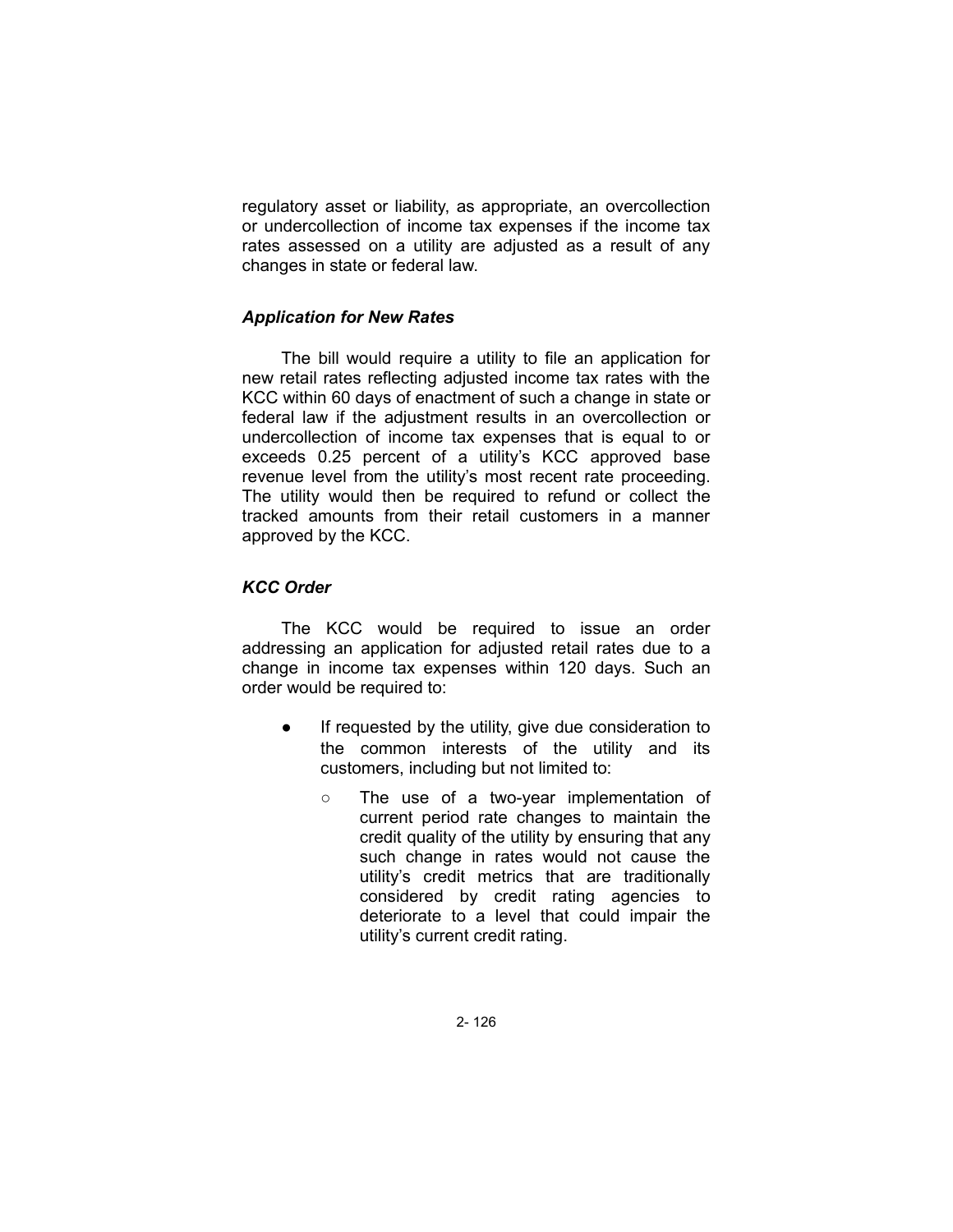regulatory asset or liability, as appropriate, an overcollection or undercollection of income tax expenses if the income tax rates assessed on a utility are adjusted as a result of any changes in state or federal law.

### *Application for New Rates*

The bill would require a utility to file an application for new retail rates reflecting adjusted income tax rates with the KCC within 60 days of enactment of such a change in state or federal law if the adjustment results in an overcollection or undercollection of income tax expenses that is equal to or exceeds 0.25 percent of a utility's KCC approved base revenue level from the utility's most recent rate proceeding. The utility would then be required to refund or collect the tracked amounts from their retail customers in a manner approved by the KCC.

### *KCC Order*

The KCC would be required to issue an order addressing an application for adjusted retail rates due to a change in income tax expenses within 120 days. Such an order would be required to:

- If requested by the utility, give due consideration to the common interests of the utility and its customers, including but not limited to:
  - The use of a two-year implementation of current period rate changes to maintain the credit quality of the utility by ensuring that any such change in rates would not cause the utility's credit metrics that are traditionally considered by credit rating agencies to deteriorate to a level that could impair the utility's current credit rating.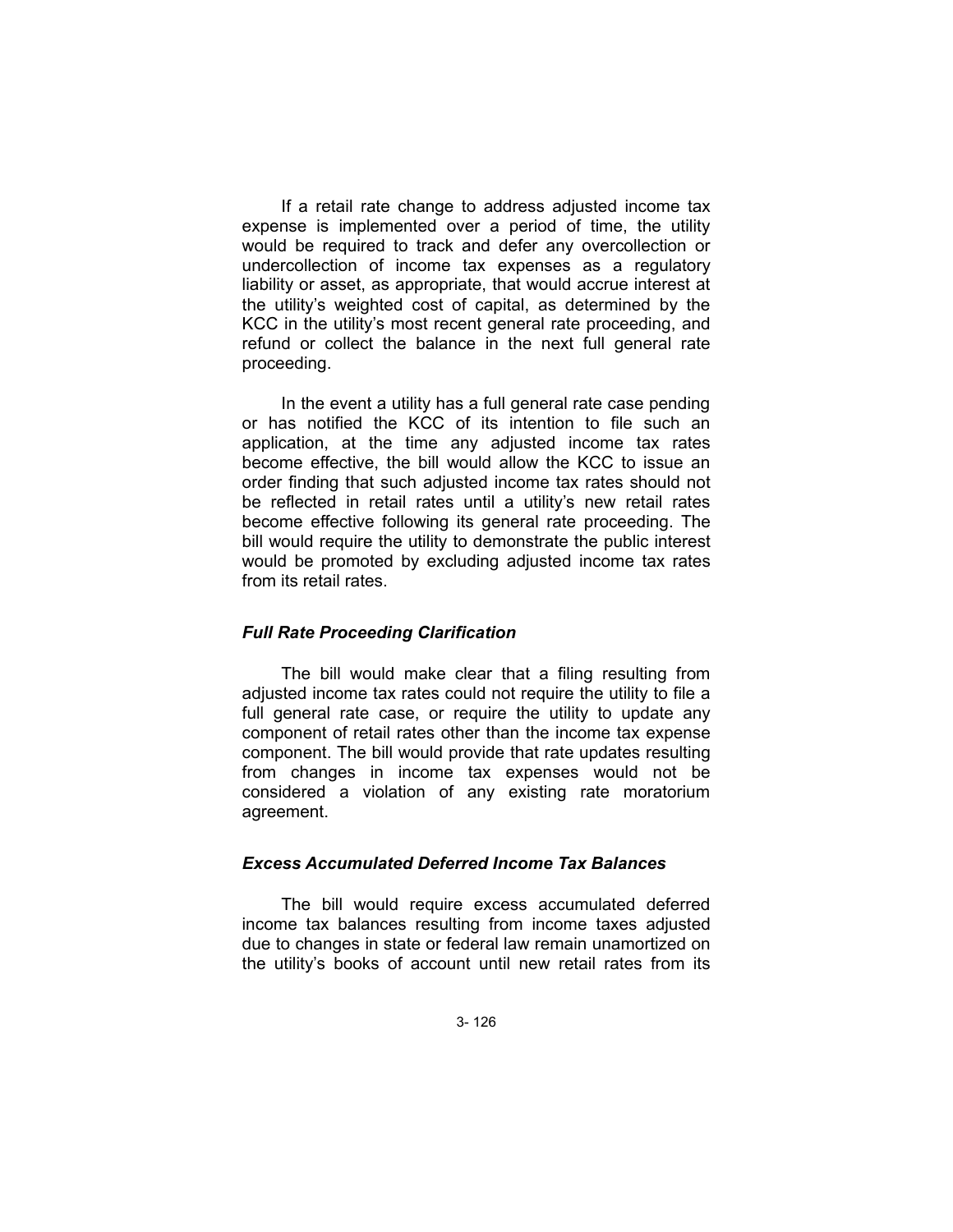If a retail rate change to address adjusted income tax expense is implemented over a period of time, the utility would be required to track and defer any overcollection or undercollection of income tax expenses as a regulatory liability or asset, as appropriate, that would accrue interest at the utility's weighted cost of capital, as determined by the KCC in the utility's most recent general rate proceeding, and refund or collect the balance in the next full general rate proceeding.

In the event a utility has a full general rate case pending or has notified the KCC of its intention to file such an application, at the time any adjusted income tax rates become effective, the bill would allow the KCC to issue an order finding that such adjusted income tax rates should not be reflected in retail rates until a utility's new retail rates become effective following its general rate proceeding. The bill would require the utility to demonstrate the public interest would be promoted by excluding adjusted income tax rates from its retail rates.

### *Full Rate Proceeding Clarification*

The bill would make clear that a filing resulting from adjusted income tax rates could not require the utility to file a full general rate case, or require the utility to update any component of retail rates other than the income tax expense component. The bill would provide that rate updates resulting from changes in income tax expenses would not be considered a violation of any existing rate moratorium agreement.

### *Excess Accumulated Deferred Income Tax Balances*

The bill would require excess accumulated deferred income tax balances resulting from income taxes adjusted due to changes in state or federal law remain unamortized on the utility's books of account until new retail rates from its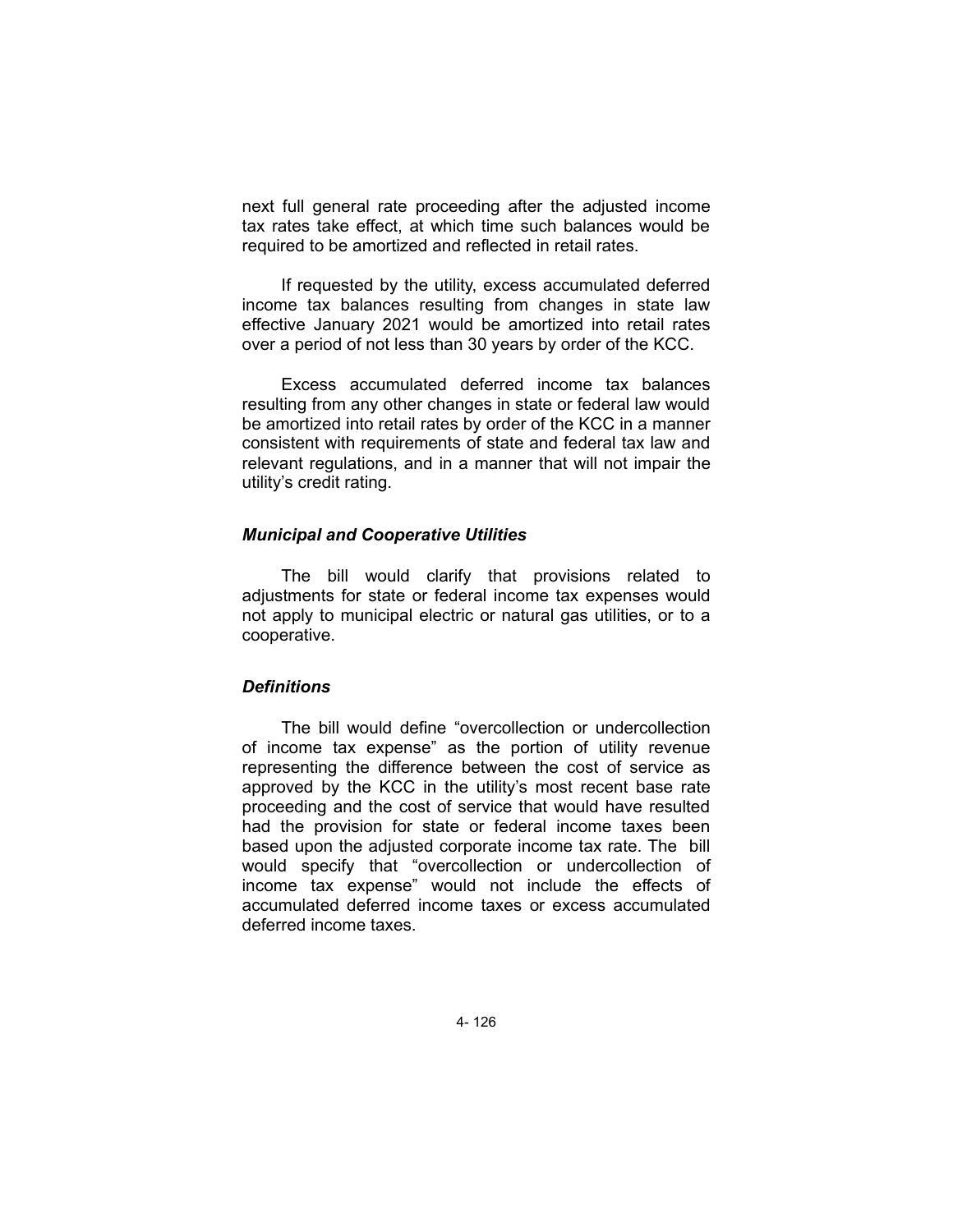next full general rate proceeding after the adjusted income tax rates take effect, at which time such balances would be required to be amortized and reflected in retail rates.

If requested by the utility, excess accumulated deferred income tax balances resulting from changes in state law effective January 2021 would be amortized into retail rates over a period of not less than 30 years by order of the KCC.

Excess accumulated deferred income tax balances resulting from any other changes in state or federal law would be amortized into retail rates by order of the KCC in a manner consistent with requirements of state and federal tax law and relevant regulations, and in a manner that will not impair the utility's credit rating.

### *Municipal and Cooperative Utilities*

The bill would clarify that provisions related to adjustments for state or federal income tax expenses would not apply to municipal electric or natural gas utilities, or to a cooperative.

### *Definitions*

The bill would define "overcollection or undercollection of income tax expense" as the portion of utility revenue representing the difference between the cost of service as approved by the KCC in the utility's most recent base rate proceeding and the cost of service that would have resulted had the provision for state or federal income taxes been based upon the adjusted corporate income tax rate. The bill would specify that "overcollection or undercollection of income tax expense" would not include the effects of accumulated deferred income taxes or excess accumulated deferred income taxes.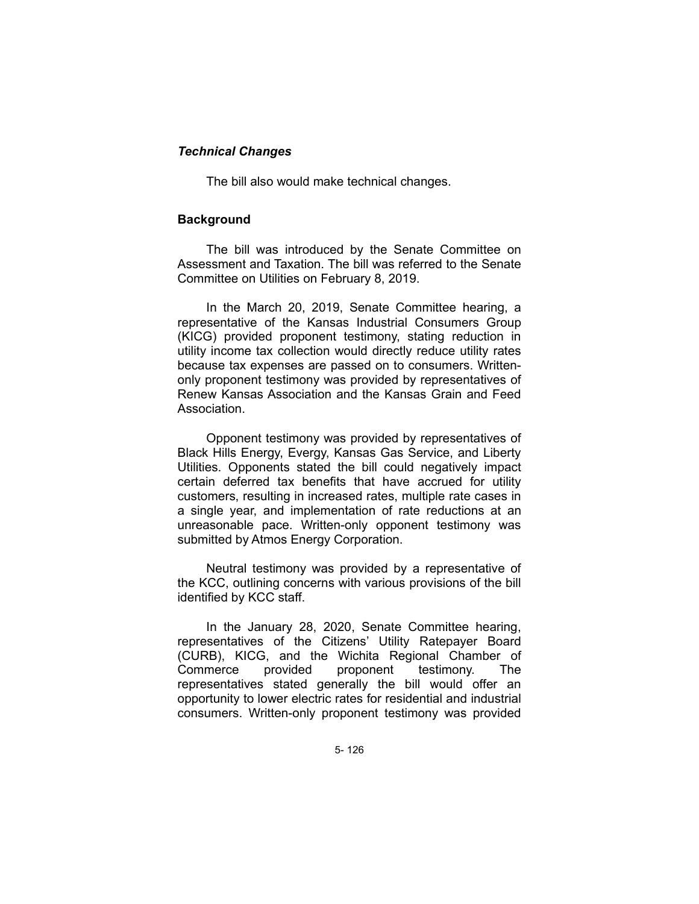### *Technical Changes*

The bill also would make technical changes.

## Background

The bill was introduced by the Senate Committee on Assessment and Taxation. The bill was referred to the Senate Committee on Utilities on February 8, 2019.

In the March 20, 2019, Senate Committee hearing, a representative of the Kansas Industrial Consumers Group (KICG) provided proponent testimony, stating reduction in utility income tax collection would directly reduce utility rates because tax expenses are passed on to consumers. Written-only proponent testimony was provided by representatives of Renew Kansas Association and the Kansas Grain and Feed Association.

Opponent testimony was provided by representatives of Black Hills Energy, Evergy, Kansas Gas Service, and Liberty Utilities. Opponents stated the bill could negatively impact certain deferred tax benefits that have accrued for utility customers, resulting in increased rates, multiple rate cases in a single year, and implementation of rate reductions at an unreasonable pace. Written-only opponent testimony was submitted by Atmos Energy Corporation.

Neutral testimony was provided by a representative of the KCC, outlining concerns with various provisions of the bill identified by KCC staff.

In the January 28, 2020, Senate Committee hearing, representatives of the Citizens' Utility Ratepayer Board (CURB), KICG, and the Wichita Regional Chamber of Commerce provided proponent testimony. The representatives stated generally the bill would offer an opportunity to lower electric rates for residential and industrial consumers. Written-only proponent testimony was provided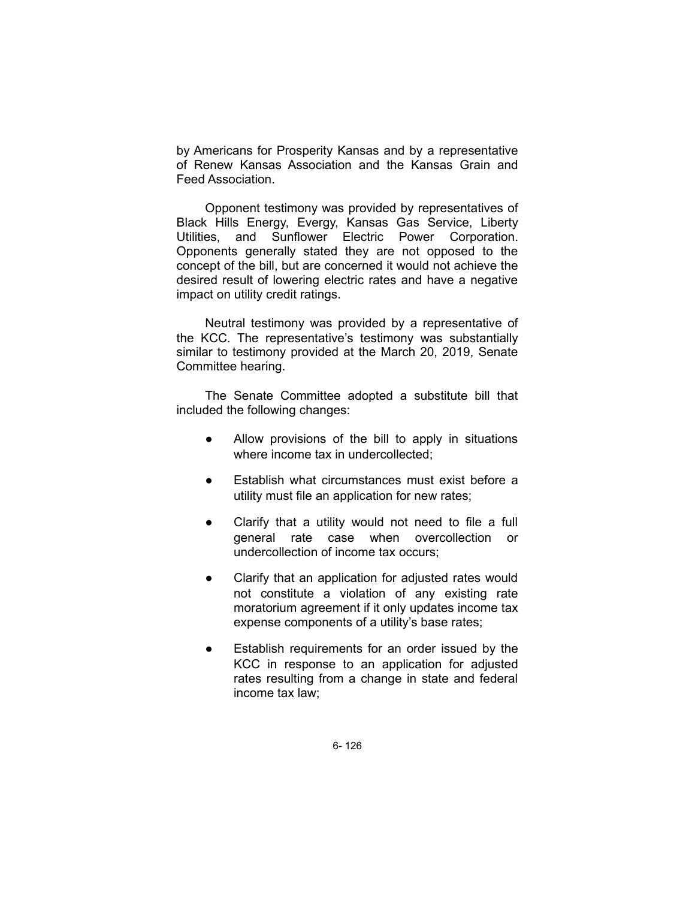by Americans for Prosperity Kansas and by a representative of Renew Kansas Association and the Kansas Grain and Feed Association.

Opponent testimony was provided by representatives of Black Hills Energy, Evergy, Kansas Gas Service, Liberty Utilities, and Sunflower Electric Power Corporation. Opponents generally stated they are not opposed to the concept of the bill, but are concerned it would not achieve the desired result of lowering electric rates and have a negative impact on utility credit ratings.

Neutral testimony was provided by a representative of the KCC. The representative's testimony was substantially similar to testimony provided at the March 20, 2019, Senate Committee hearing.

The Senate Committee adopted a substitute bill that included the following changes:

- Allow provisions of the bill to apply in situations where income tax in undercollected;
- Establish what circumstances must exist before a utility must file an application for new rates;
- Clarify that a utility would not need to file a full general rate case when overcollection or undercollection of income tax occurs;
- Clarify that an application for adjusted rates would not constitute a violation of any existing rate moratorium agreement if it only updates income tax expense components of a utility's base rates;
- Establish requirements for an order issued by the KCC in response to an application for adjusted rates resulting from a change in state and federal income tax law;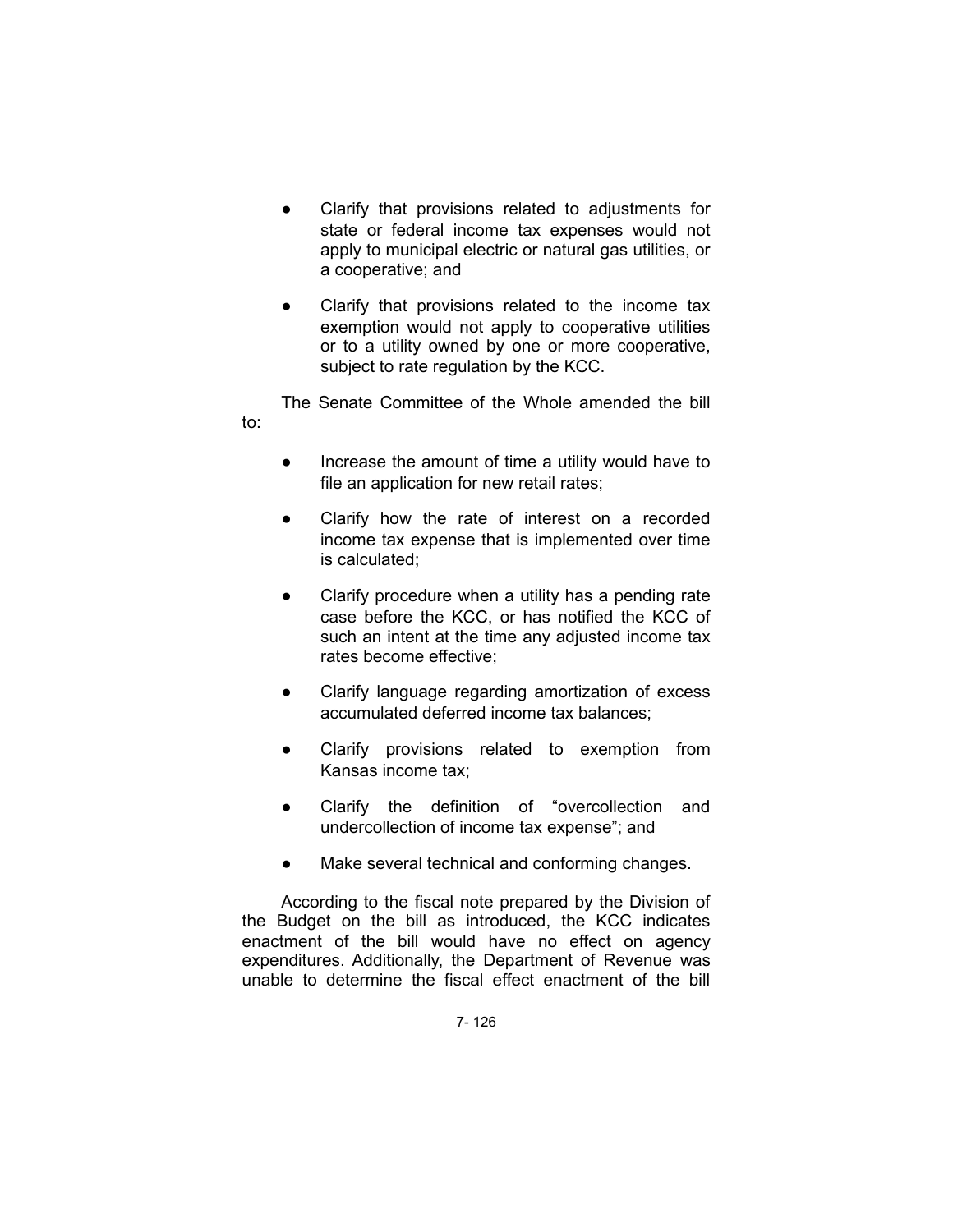- Clarify that provisions related to adjustments for state or federal income tax expenses would not apply to municipal electric or natural gas utilities, or a cooperative; and
- Clarify that provisions related to the income tax exemption would not apply to cooperative utilities or to a utility owned by one or more cooperative, subject to rate regulation by the KCC.

The Senate Committee of the Whole amended the bill to:

- Increase the amount of time a utility would have to file an application for new retail rates;
- Clarify how the rate of interest on a recorded income tax expense that is implemented over time is calculated;
- Clarify procedure when a utility has a pending rate case before the KCC, or has notified the KCC of such an intent at the time any adjusted income tax rates become effective;
- Clarify language regarding amortization of excess accumulated deferred income tax balances;
- Clarify provisions related to exemption from Kansas income tax;
- Clarify the definition of "overcollection and undercollection of income tax expense"; and
- Make several technical and conforming changes.

According to the fiscal note prepared by the Division of the Budget on the bill as introduced, the KCC indicates enactment of the bill would have no effect on agency expenditures. Additionally, the Department of Revenue was unable to determine the fiscal effect enactment of the bill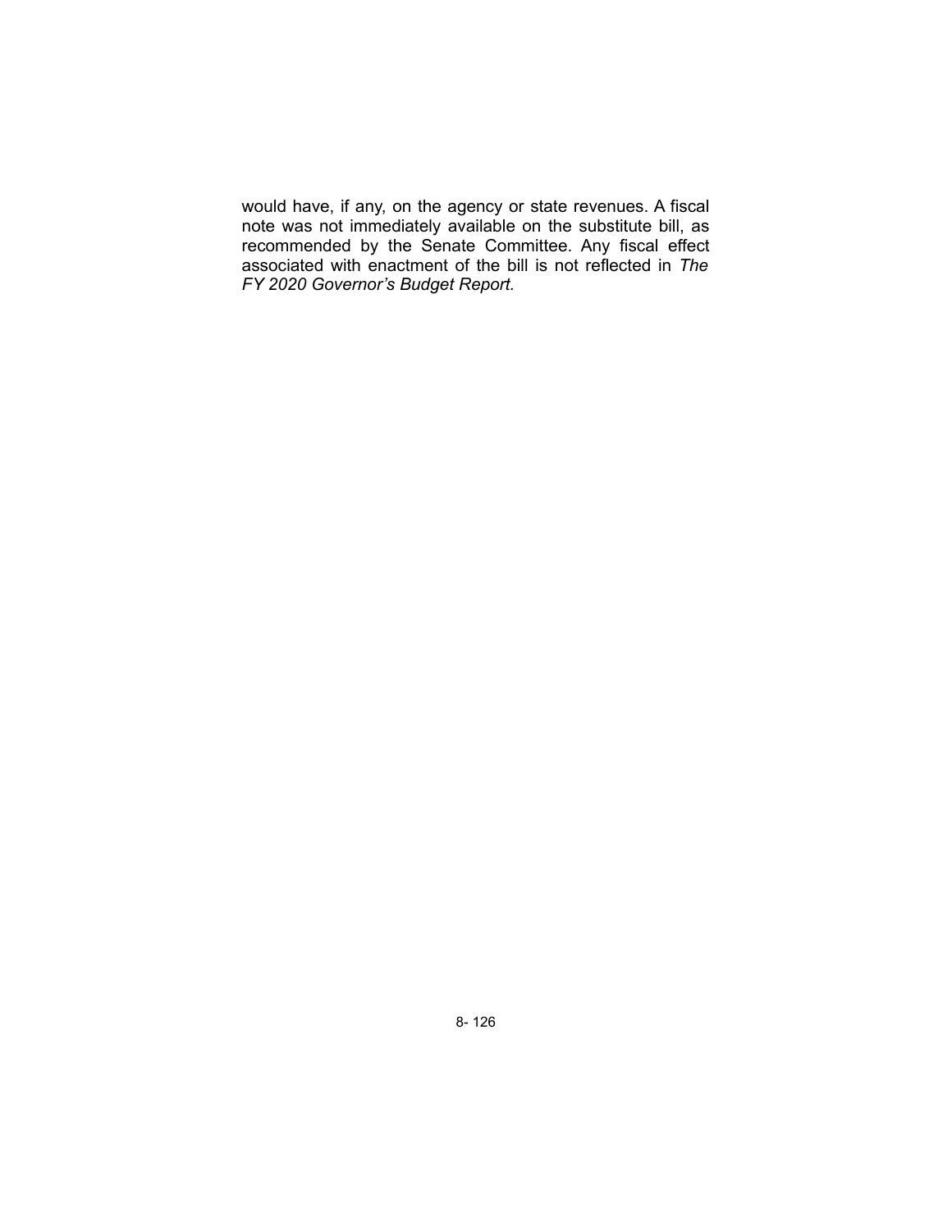would have, if any, on the agency or state revenues. A fiscal note was not immediately available on the substitute bill, as recommended by the Senate Committee. Any fiscal effect associated with enactment of the bill is not reflected in *The FY 2020 Governor's Budget Report.*